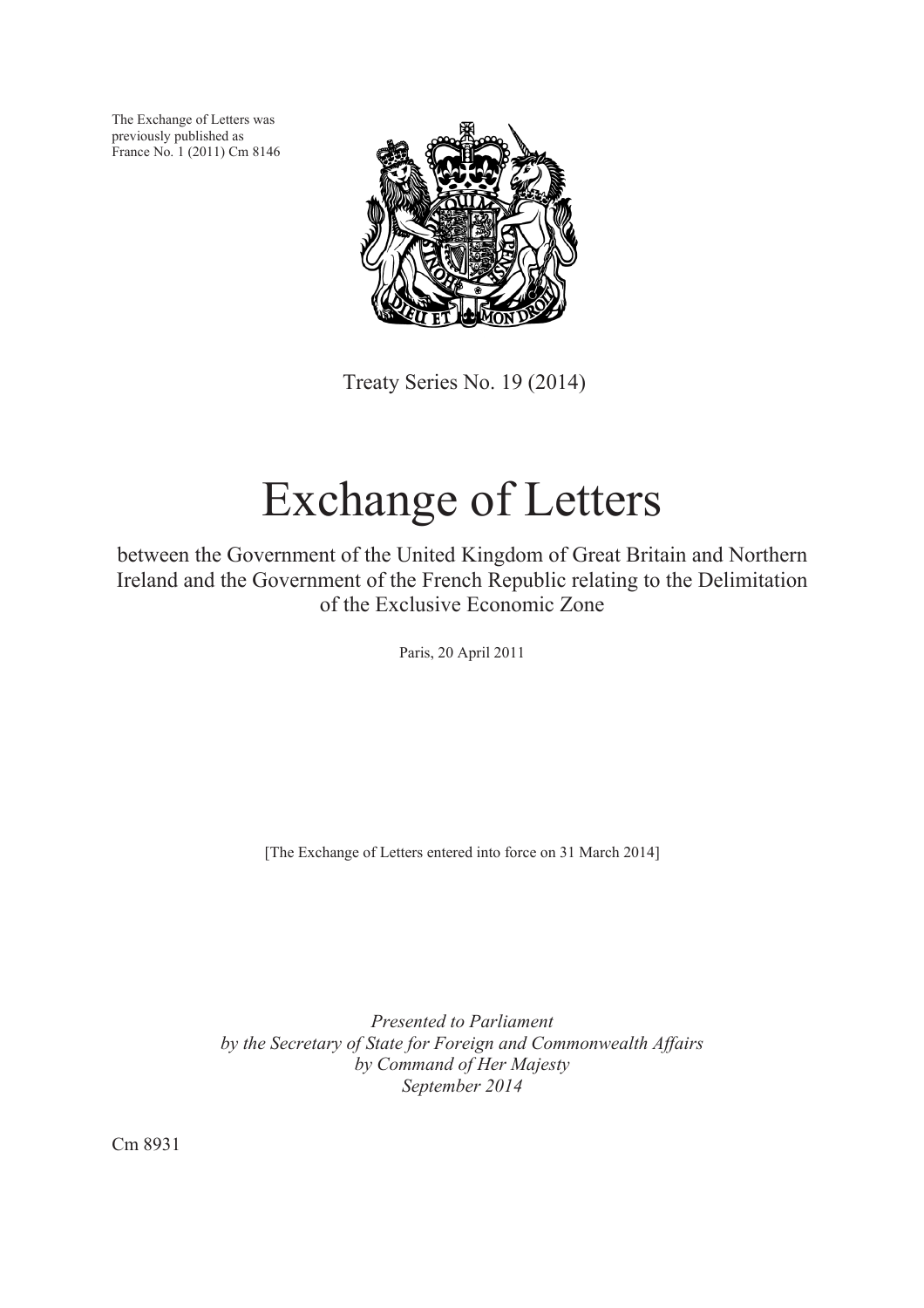The Exchange of Letters was previously published as France No. 1 (2011) Cm 8146

Treaty Series No. 19 (2014)

# Exchange of Letters

between the Government of the United Kingdom of Great Britain and Northern Ireland and the Government of the French Republic relating to the Delimitation of the Exclusive Economic Zone

Paris, 20 April 2011

[The Exchange of Letters entered into force on 31 March 2014]

*Presented to Parliament*
*by the Secretary of State for Foreign and Commonwealth Affairs*
*by Command of Her Majesty*
*September 2014*

Cm 8931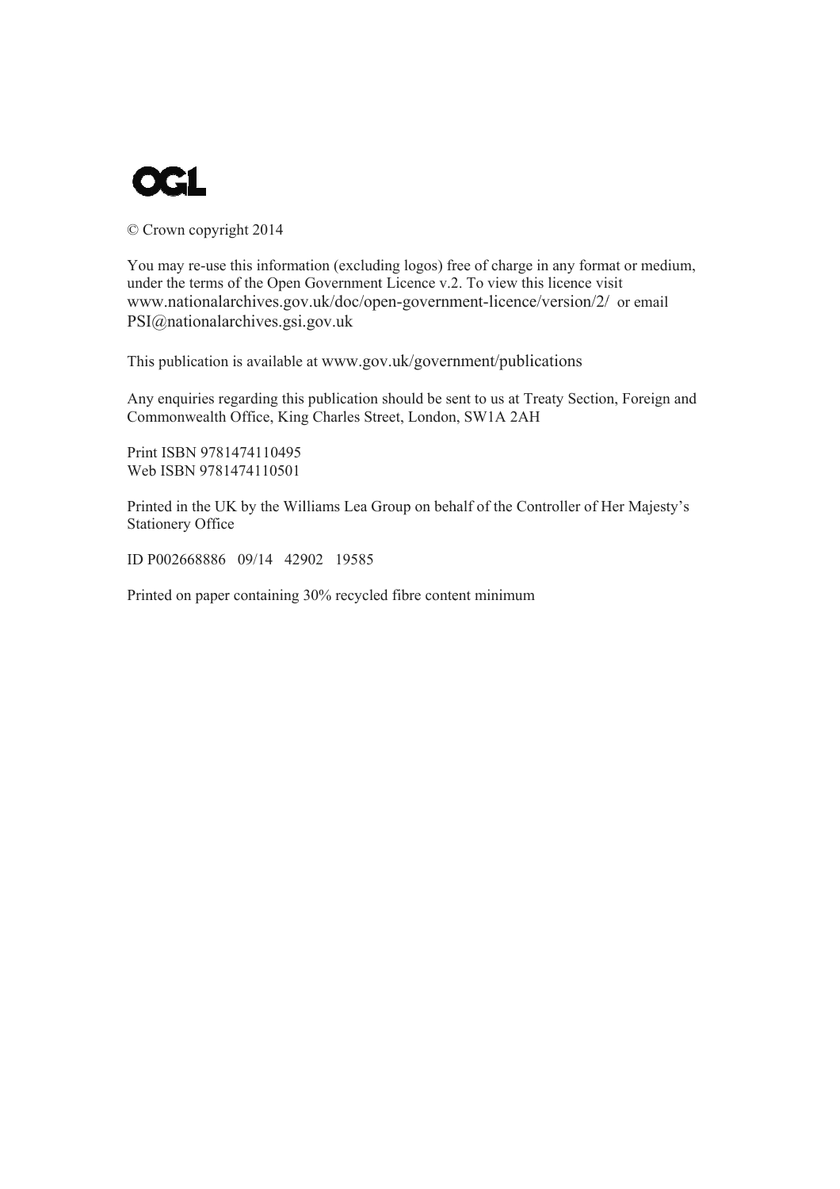OGL

© Crown copyright 2014

You may re-use this information (excluding logos) free of charge in any format or medium, under the terms of the Open Government Licence v.2. To view this licence visit www.nationalarchives.gov.uk/doc/open-government-licence/version/2/ or email PSI@nationalarchives.gsi.gov.uk

This publication is available at www.gov.uk/government/publications

Any enquiries regarding this publication should be sent to us at Treaty Section, Foreign and Commonwealth Office, King Charles Street, London, SW1A 2AH

Print ISBN 9781474110495
Web ISBN 9781474110501

Printed in the UK by the Williams Lea Group on behalf of the Controller of Her Majesty's Stationery Office

ID P002668886 09/14 42902 19585

Printed on paper containing 30% recycled fibre content minimum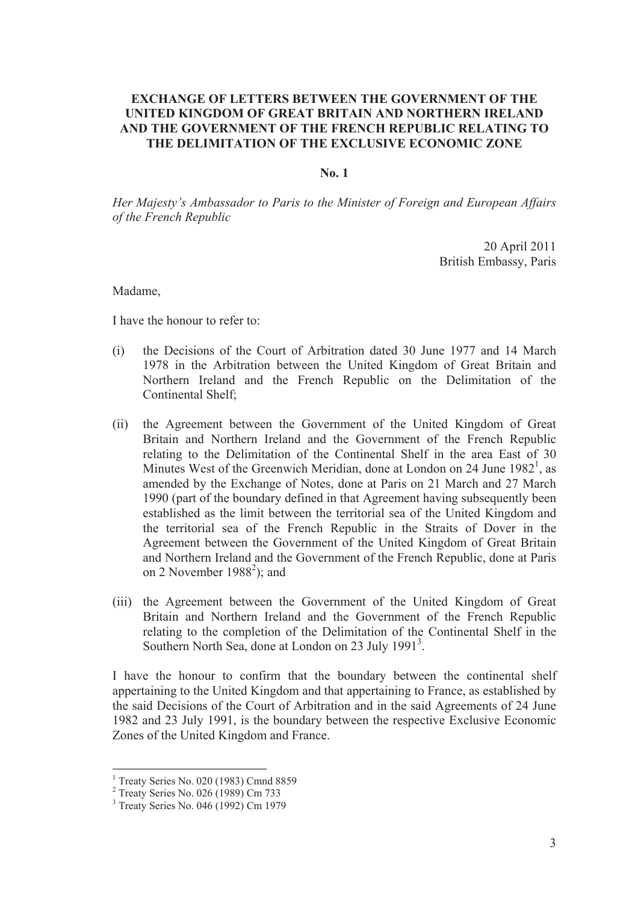**EXCHANGE OF LETTERS BETWEEN THE GOVERNMENT OF THE UNITED KINGDOM OF GREAT BRITAIN AND NORTHERN IRELAND AND THE GOVERNMENT OF THE FRENCH REPUBLIC RELATING TO THE DELIMITATION OF THE EXCLUSIVE ECONOMIC ZONE**

**No. 1**

*Her Majesty's Ambassador to Paris to the Minister of Foreign and European Affairs of the French Republic*

20 April 2011
British Embassy, Paris

Madame,

I have the honour to refer to:

(i) the Decisions of the Court of Arbitration dated 30 June 1977 and 14 March 1978 in the Arbitration between the United Kingdom of Great Britain and Northern Ireland and the French Republic on the Delimitation of the Continental Shelf;

(ii) the Agreement between the Government of the United Kingdom of Great Britain and Northern Ireland and the Government of the French Republic relating to the Delimitation of the Continental Shelf in the area East of 30 Minutes West of the Greenwich Meridian, done at London on 24 June 1982[1], as amended by the Exchange of Notes, done at Paris on 21 March and 27 March 1990 (part of the boundary defined in that Agreement having subsequently been established as the limit between the territorial sea of the United Kingdom and the territorial sea of the French Republic in the Straits of Dover in the Agreement between the Government of the United Kingdom of Great Britain and Northern Ireland and the Government of the French Republic, done at Paris on 2 November 1988[2]); and

(iii) the Agreement between the Government of the United Kingdom of Great Britain and Northern Ireland and the Government of the French Republic relating to the completion of the Delimitation of the Continental Shelf in the Southern North Sea, done at London on 23 July 1991[3].

I have the honour to confirm that the boundary between the continental shelf appertaining to the United Kingdom and that appertaining to France, as established by the said Decisions of the Court of Arbitration and in the said Agreements of 24 June 1982 and 23 July 1991, is the boundary between the respective Exclusive Economic Zones of the United Kingdom and France.

[1] Treaty Series No. 020 (1983) Cmnd 8859
[2] Treaty Series No. 026 (1989) Cm 733
[3] Treaty Series No. 046 (1992) Cm 1979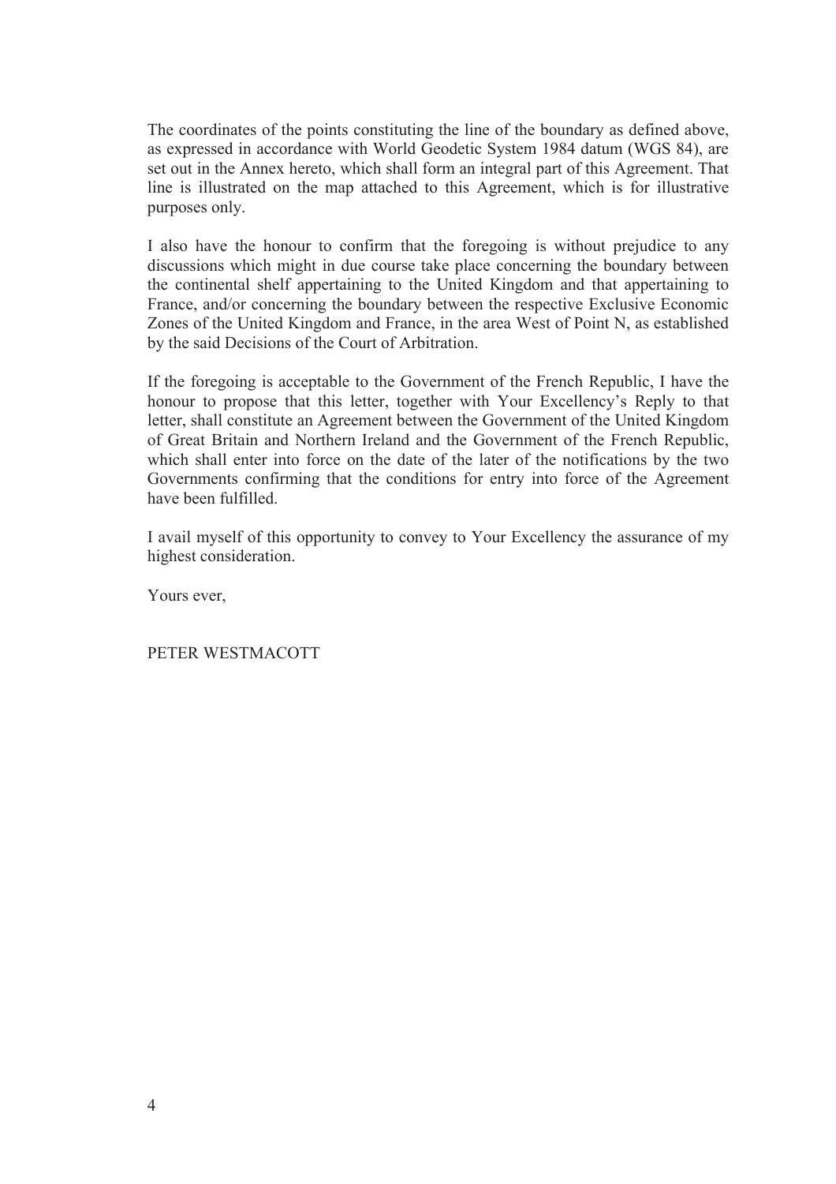The coordinates of the points constituting the line of the boundary as defined above, as expressed in accordance with World Geodetic System 1984 datum (WGS 84), are set out in the Annex hereto, which shall form an integral part of this Agreement. That line is illustrated on the map attached to this Agreement, which is for illustrative purposes only.

I also have the honour to confirm that the foregoing is without prejudice to any discussions which might in due course take place concerning the boundary between the continental shelf appertaining to the United Kingdom and that appertaining to France, and/or concerning the boundary between the respective Exclusive Economic Zones of the United Kingdom and France, in the area West of Point N, as established by the said Decisions of the Court of Arbitration.

If the foregoing is acceptable to the Government of the French Republic, I have the honour to propose that this letter, together with Your Excellency's Reply to that letter, shall constitute an Agreement between the Government of the United Kingdom of Great Britain and Northern Ireland and the Government of the French Republic, which shall enter into force on the date of the later of the notifications by the two Governments confirming that the conditions for entry into force of the Agreement have been fulfilled.

I avail myself of this opportunity to convey to Your Excellency the assurance of my highest consideration.

Yours ever,

PETER WESTMACOTT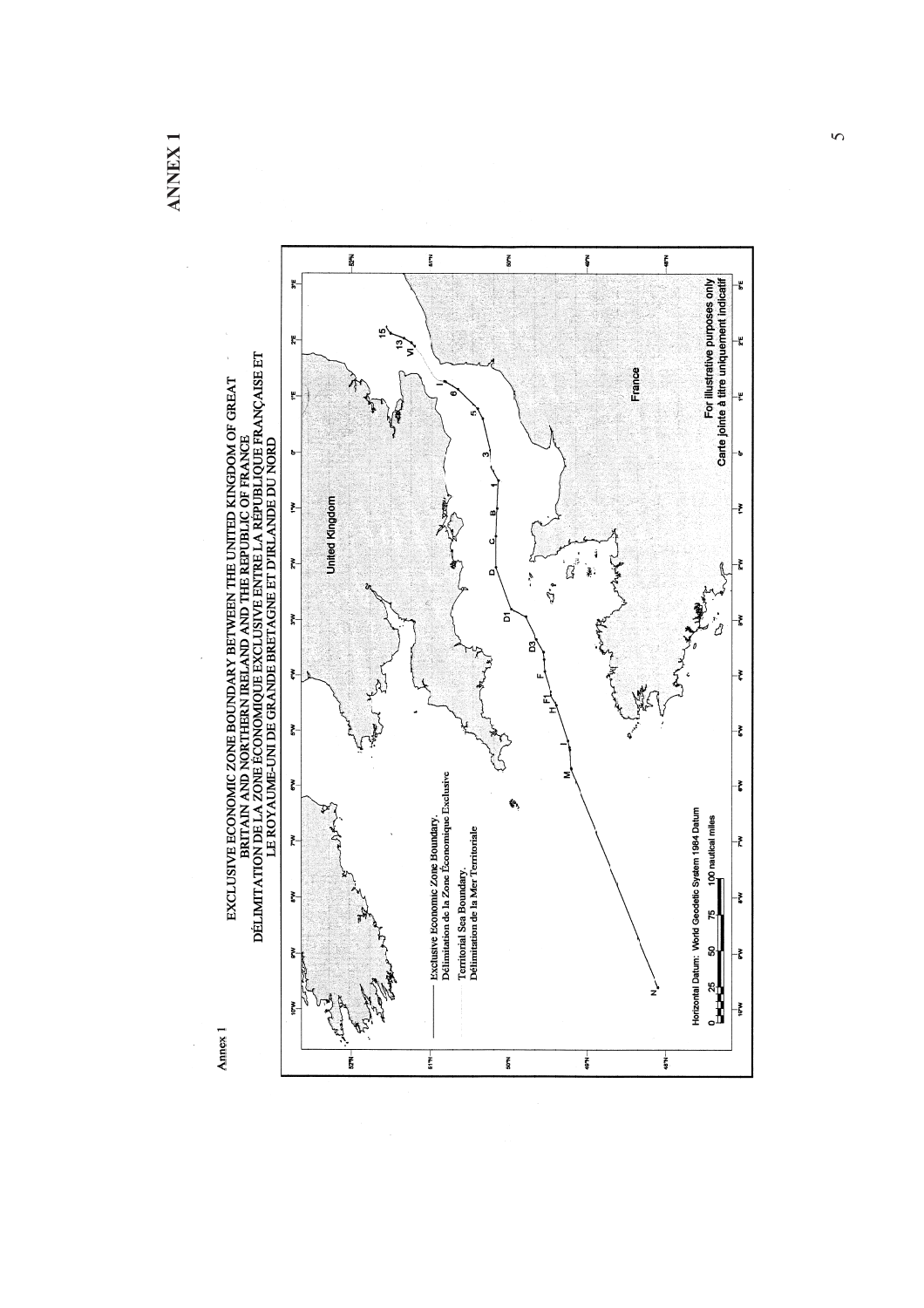# ANNEX 1

Annex 1

EXCLUSIVE ECONOMIC ZONE BOUNDARY BETWEEN THE UNITED KINGDOM OF GREAT BRITAIN AND NORTHERN IRELAND AND THE REPUBLIC OF FRANCE
DÉLIMITATION DE LA ZONE ÉCONOMIQUE EXCLUSIVE ENTRE LA RÉPUBLIQUE FRANÇAISE ET LE ROYAUME-UNI DE GRANDE BRETAGNE ET D'IRLANDE DU NORD

Exclusive Economic Zone Boundary.
Délimitation de la Zone Économique Exclusive

Territorial Sea Boundary.
Délimitation de la Mer Territoriale

United Kingdom

France

N M I H F1 F D3 D1 D C B 1 3 5 6 I 13 VI 15

10°W 9°W 8°W 7°W 6°W 5°W 4°W 3°W 2°W 1°W 0° 1°E 2°E 3°E

52°N 51°N 50°N 49°N 48°N

Horizontal Datum: World Geodetic System 1984 Datum

0 25 50 75 100 nautical miles

For illustrative purposes only
Carte jointe à titre uniquement indicatif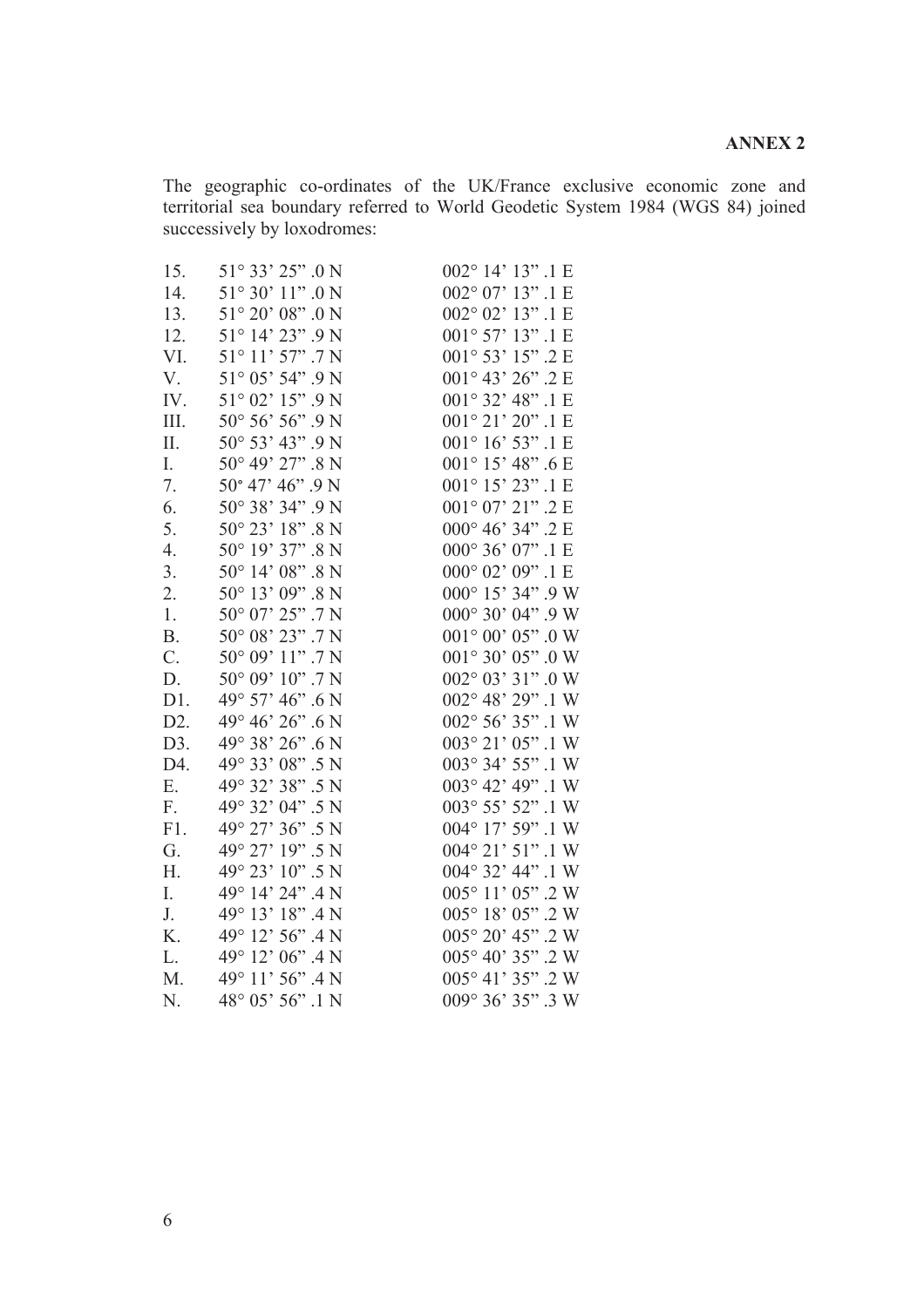**ANNEX 2**

The geographic co-ordinates of the UK/France exclusive economic zone and territorial sea boundary referred to World Geodetic System 1984 (WGS 84) joined successively by loxodromes:

| | | |
|---|---|---|
| 15. | 51° 33’ 25” .0 N | 002° 14’ 13” .1 E |
| 14. | 51° 30’ 11” .0 N | 002° 07’ 13” .1 E |
| 13. | 51° 20’ 08” .0 N | 002° 02’ 13” .1 E |
| 12. | 51° 14’ 23” .9 N | 001° 57’ 13” .1 E |
| VI. | 51° 11’ 57” .7 N | 001° 53’ 15” .2 E |
| V. | 51° 05’ 54” .9 N | 001° 43’ 26” .2 E |
| IV. | 51° 02’ 15” .9 N | 001° 32’ 48” .1 E |
| III. | 50° 56’ 56” .9 N | 001° 21’ 20” .1 E |
| II. | 50° 53’ 43” .9 N | 001° 16’ 53” .1 E |
| I. | 50° 49’ 27” .8 N | 001° 15’ 48” .6 E |
| 7. | 50° 47’ 46” .9 N | 001° 15’ 23” .1 E |
| 6. | 50° 38’ 34” .9 N | 001° 07’ 21” .2 E |
| 5. | 50° 23’ 18” .8 N | 000° 46’ 34” .2 E |
| 4. | 50° 19’ 37” .8 N | 000° 36’ 07” .1 E |
| 3. | 50° 14’ 08” .8 N | 000° 02’ 09” .1 E |
| 2. | 50° 13’ 09” .8 N | 000° 15’ 34” .9 W |
| 1. | 50° 07’ 25” .7 N | 000° 30’ 04” .9 W |
| B. | 50° 08’ 23” .7 N | 001° 00’ 05” .0 W |
| C. | 50° 09’ 11” .7 N | 001° 30’ 05” .0 W |
| D. | 50° 09’ 10” .7 N | 002° 03’ 31” .0 W |
| D1. | 49° 57’ 46” .6 N | 002° 48’ 29” .1 W |
| D2. | 49° 46’ 26” .6 N | 002° 56’ 35” .1 W |
| D3. | 49° 38’ 26” .6 N | 003° 21’ 05” .1 W |
| D4. | 49° 33’ 08” .5 N | 003° 34’ 55” .1 W |
| E. | 49° 32’ 38” .5 N | 003° 42’ 49” .1 W |
| F. | 49° 32’ 04” .5 N | 003° 55’ 52” .1 W |
| F1. | 49° 27’ 36” .5 N | 004° 17’ 59” .1 W |
| G. | 49° 27’ 19” .5 N | 004° 21’ 51” .1 W |
| H. | 49° 23’ 10” .5 N | 004° 32’ 44” .1 W |
| I. | 49° 14’ 24” .4 N | 005° 11’ 05” .2 W |
| J. | 49° 13’ 18” .4 N | 005° 18’ 05” .2 W |
| K. | 49° 12’ 56” .4 N | 005° 20’ 45” .2 W |
| L. | 49° 12’ 06” .4 N | 005° 40’ 35” .2 W |
| M. | 49° 11’ 56” .4 N | 005° 41’ 35” .2 W |
| N. | 48° 05’ 56” .1 N | 009° 36’ 35” .3 W |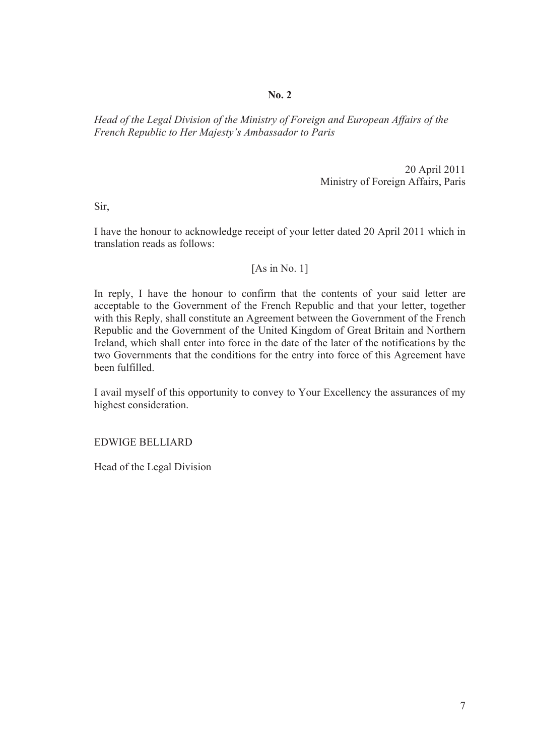**No. 2**

*Head of the Legal Division of the Ministry of Foreign and European Affairs of the French Republic to Her Majesty's Ambassador to Paris*

20 April 2011
Ministry of Foreign Affairs, Paris

Sir,

I have the honour to acknowledge receipt of your letter dated 20 April 2011 which in translation reads as follows:

[As in No. 1]

In reply, I have the honour to confirm that the contents of your said letter are acceptable to the Government of the French Republic and that your letter, together with this Reply, shall constitute an Agreement between the Government of the French Republic and the Government of the United Kingdom of Great Britain and Northern Ireland, which shall enter into force in the date of the later of the notifications by the two Governments that the conditions for the entry into force of this Agreement have been fulfilled.

I avail myself of this opportunity to convey to Your Excellency the assurances of my highest consideration.

EDWIGE BELLIARD

Head of the Legal Division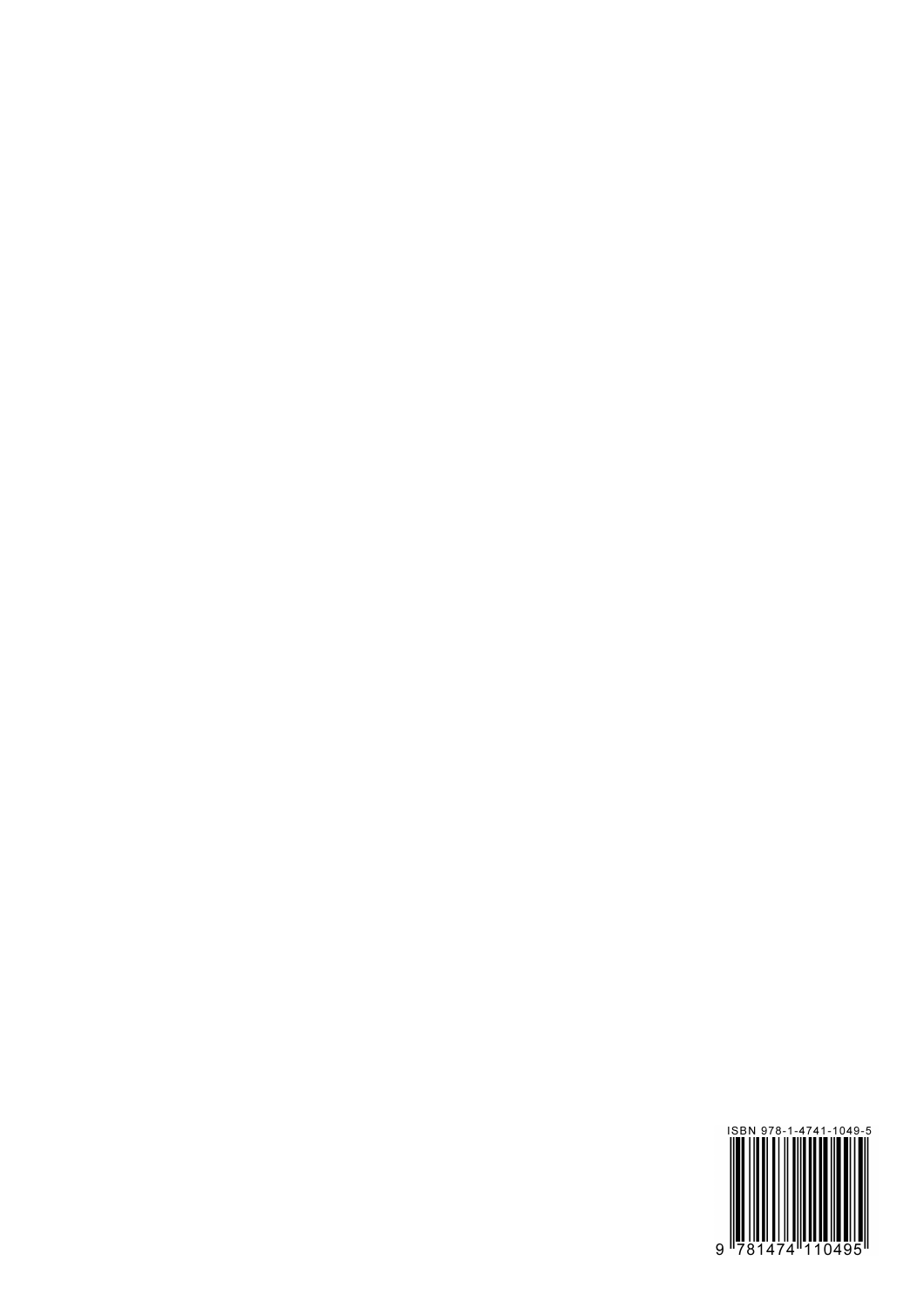ISBN 978-1-4741-1049-5

9 781474 110495